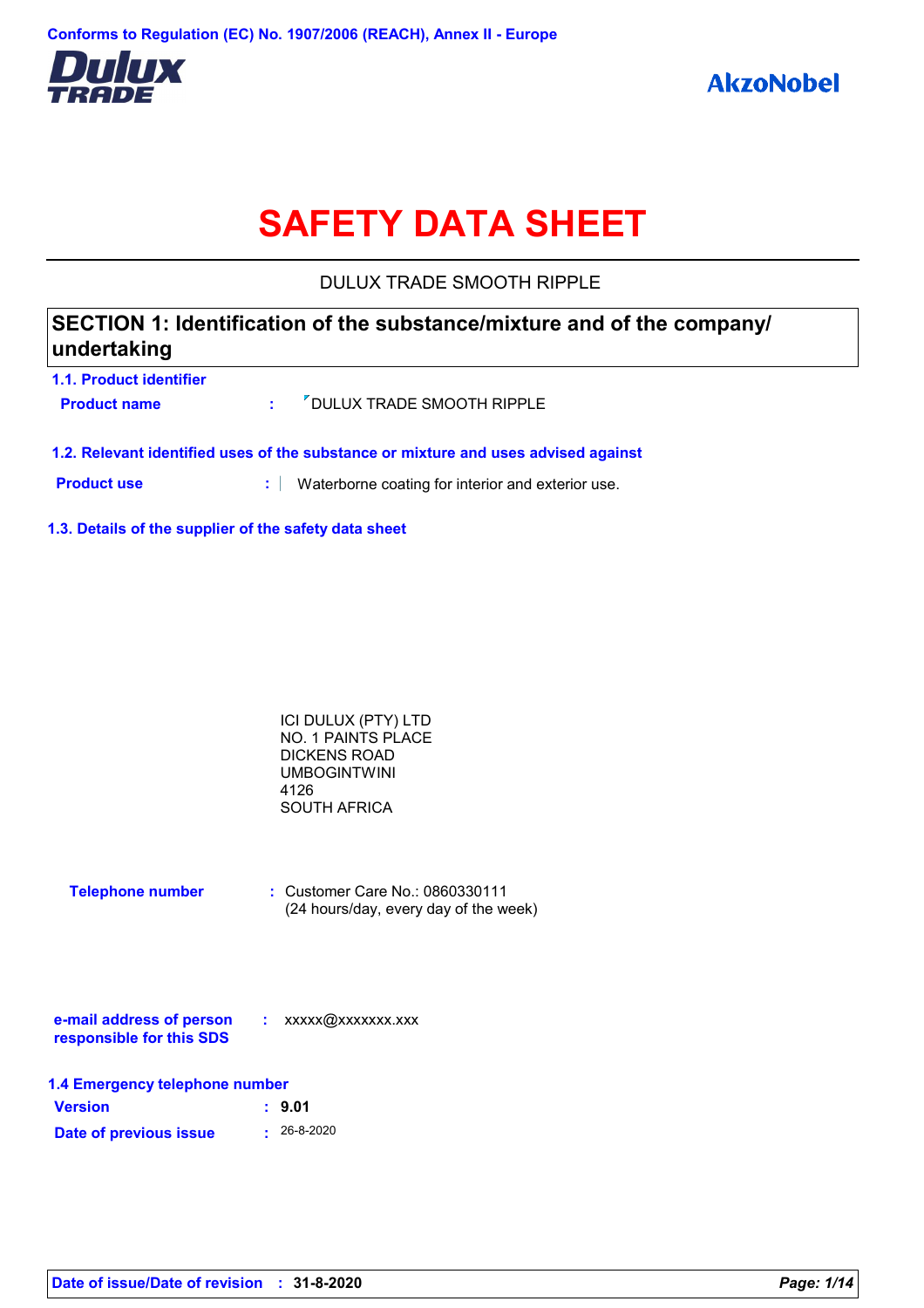Conforms to Regulation (EC) No. 1907/2006 (REACH), Annex II - Europe

Dulux TRADE

AkzoNobel

# SAFETY DATA SHEET

DULUX TRADE SMOOTH RIPPLE

## SECTION 1: Identification of the substance/mixture and of the company/ undertaking

### 1.1. Product identifier

**Product name** : DULUX TRADE SMOOTH RIPPLE

### 1.2. Relevant identified uses of the substance or mixture and uses advised against

**Product use** : Waterborne coating for interior and exterior use.

### 1.3. Details of the supplier of the safety data sheet

ICI DULUX (PTY) LTD
NO. 1 PAINTS PLACE
DICKENS ROAD
UMBOGINTWINI
4126
SOUTH AFRICA

**Telephone number** : Customer Care No.: 0860330111
(24 hours/day, every day of the week)

**e-mail address of person responsible for this SDS** : xxxxx@xxxxxxx.xxx

### 1.4 Emergency telephone number

**Version** : **9.01**

**Date of previous issue** : 26-8-2020

**Date of issue/Date of revision** : **31-8-2020**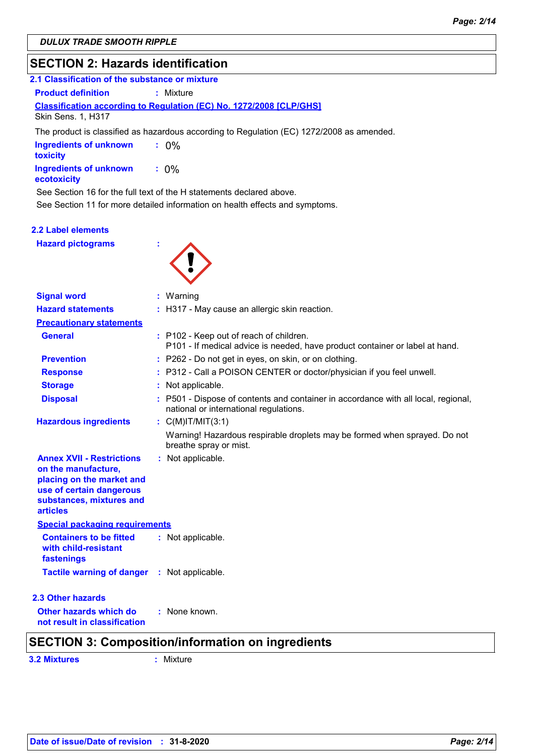## SECTION 2: Hazards identification

### 2.1 Classification of the substance or mixture

**Product definition** : Mixture

**Classification according to Regulation (EC) No. 1272/2008 [CLP/GHS]**

Skin Sens. 1, H317

The product is classified as hazardous according to Regulation (EC) 1272/2008 as amended.

**Ingredients of unknown toxicity** : 0%

**Ingredients of unknown ecotoxicity** : 0%

See Section 16 for the full text of the H statements declared above.

See Section 11 for more detailed information on health effects and symptoms.

### 2.2 Label elements

**Hazard pictograms** :

**Signal word** : Warning

**Hazard statements** : H317 - May cause an allergic skin reaction.

**Precautionary statements**

**General** : P102 - Keep out of reach of children.
P101 - If medical advice is needed, have product container or label at hand.

**Prevention** : P262 - Do not get in eyes, on skin, or on clothing.

**Response** : P312 - Call a POISON CENTER or doctor/physician if you feel unwell.

**Storage** : Not applicable.

**Disposal** : P501 - Dispose of contents and container in accordance with all local, regional, national or international regulations.

**Hazardous ingredients** : C(M)IT/MIT(3:1)

Warning! Hazardous respirable droplets may be formed when sprayed. Do not breathe spray or mist.

**Annex XVII - Restrictions on the manufacture, placing on the market and use of certain dangerous substances, mixtures and articles** : Not applicable.

**Special packaging requirements**

**Containers to be fitted with child-resistant fastenings** : Not applicable.

**Tactile warning of danger** : Not applicable.

### 2.3 Other hazards

**Other hazards which do not result in classification** : None known.

## SECTION 3: Composition/information on ingredients

**3.2 Mixtures** : Mixture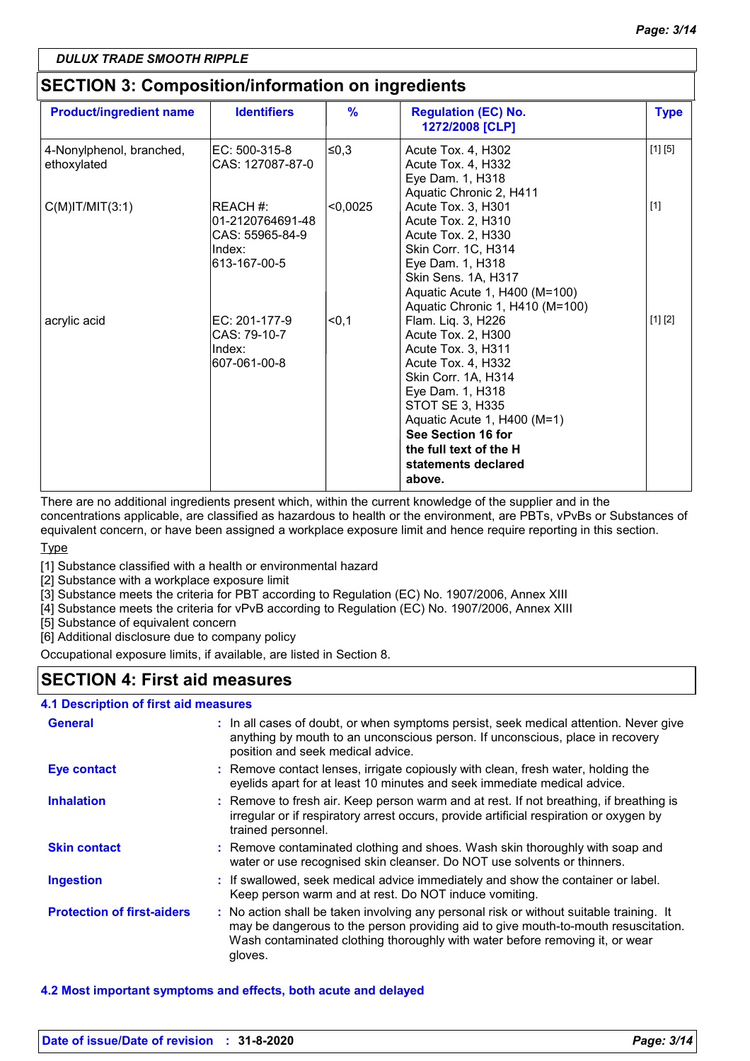DULUX TRADE SMOOTH RIPPLE

## SECTION 3: Composition/information on ingredients

| Product/ingredient name | Identifiers | % | Regulation (EC) No. 1272/2008 [CLP] | Type |
|---|---|---|---|---|
| 4-Nonylphenol, branched, ethoxylated | EC: 500-315-8<br>CAS: 127087-87-0 | ≤0,3 | Acute Tox. 4, H302<br>Acute Tox. 4, H332<br>Eye Dam. 1, H318<br>Aquatic Chronic 2, H411 | [1] [5] |
| C(M)IT/MIT(3:1) | REACH #: 01-2120764691-48<br>CAS: 55965-84-9<br>Index: 613-167-00-5 | <0,0025 | Acute Tox. 3, H301<br>Acute Tox. 2, H310<br>Acute Tox. 2, H330<br>Skin Corr. 1C, H314<br>Eye Dam. 1, H318<br>Skin Sens. 1A, H317<br>Aquatic Acute 1, H400 (M=100)<br>Aquatic Chronic 1, H410 (M=100) | [1] |
| acrylic acid | EC: 201-177-9<br>CAS: 79-10-7<br>Index: 607-061-00-8 | <0,1 | Flam. Liq. 3, H226<br>Acute Tox. 2, H300<br>Acute Tox. 3, H311<br>Acute Tox. 4, H332<br>Skin Corr. 1A, H314<br>Eye Dam. 1, H318<br>STOT SE 3, H335<br>Aquatic Acute 1, H400 (M=1)<br>**See Section 16 for the full text of the H statements declared above.** | [1] [2] |

There are no additional ingredients present which, within the current knowledge of the supplier and in the concentrations applicable, are classified as hazardous to health or the environment, are PBTs, vPvBs or Substances of equivalent concern, or have been assigned a workplace exposure limit and hence require reporting in this section.

Type

[1] Substance classified with a health or environmental hazard
[2] Substance with a workplace exposure limit
[3] Substance meets the criteria for PBT according to Regulation (EC) No. 1907/2006, Annex XIII
[4] Substance meets the criteria for vPvB according to Regulation (EC) No. 1907/2006, Annex XIII
[5] Substance of equivalent concern
[6] Additional disclosure due to company policy

Occupational exposure limits, if available, are listed in Section 8.

## SECTION 4: First aid measures

### 4.1 Description of first aid measures

**General** : In all cases of doubt, or when symptoms persist, seek medical attention. Never give anything by mouth to an unconscious person. If unconscious, place in recovery position and seek medical advice.

**Eye contact** : Remove contact lenses, irrigate copiously with clean, fresh water, holding the eyelids apart for at least 10 minutes and seek immediate medical advice.

**Inhalation** : Remove to fresh air. Keep person warm and at rest. If not breathing, if breathing is irregular or if respiratory arrest occurs, provide artificial respiration or oxygen by trained personnel.

**Skin contact** : Remove contaminated clothing and shoes. Wash skin thoroughly with soap and water or use recognised skin cleanser. Do NOT use solvents or thinners.

**Ingestion** : If swallowed, seek medical advice immediately and show the container or label. Keep person warm and at rest. Do NOT induce vomiting.

**Protection of first-aiders** : No action shall be taken involving any personal risk or without suitable training. It may be dangerous to the person providing aid to give mouth-to-mouth resuscitation. Wash contaminated clothing thoroughly with water before removing it, or wear gloves.

### 4.2 Most important symptoms and effects, both acute and delayed

Date of issue/Date of revision : 31-8-2020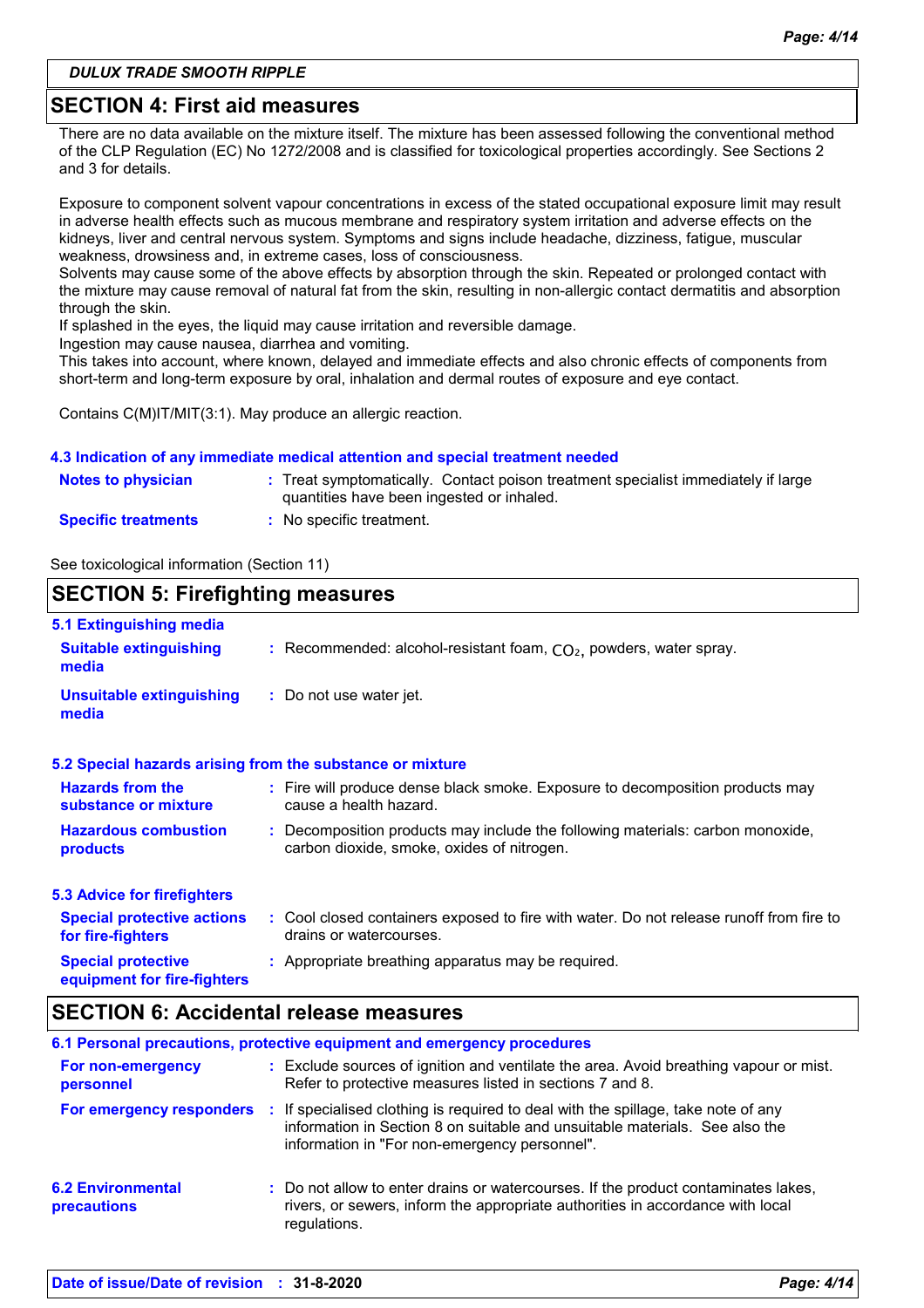**DULUX TRADE SMOOTH RIPPLE**

## SECTION 4: First aid measures

There are no data available on the mixture itself. The mixture has been assessed following the conventional method of the CLP Regulation (EC) No 1272/2008 and is classified for toxicological properties accordingly. See Sections 2 and 3 for details.

Exposure to component solvent vapour concentrations in excess of the stated occupational exposure limit may result in adverse health effects such as mucous membrane and respiratory system irritation and adverse effects on the kidneys, liver and central nervous system. Symptoms and signs include headache, dizziness, fatigue, muscular weakness, drowsiness and, in extreme cases, loss of consciousness.
Solvents may cause some of the above effects by absorption through the skin. Repeated or prolonged contact with the mixture may cause removal of natural fat from the skin, resulting in non-allergic contact dermatitis and absorption through the skin.
If splashed in the eyes, the liquid may cause irritation and reversible damage.
Ingestion may cause nausea, diarrhea and vomiting.
This takes into account, where known, delayed and immediate effects and also chronic effects of components from short-term and long-term exposure by oral, inhalation and dermal routes of exposure and eye contact.

Contains C(M)IT/MIT(3:1). May produce an allergic reaction.

### 4.3 Indication of any immediate medical attention and special treatment needed

**Notes to physician** : Treat symptomatically. Contact poison treatment specialist immediately if large quantities have been ingested or inhaled.

**Specific treatments** : No specific treatment.

See toxicological information (Section 11)

## SECTION 5: Firefighting measures

### 5.1 Extinguishing media

**Suitable extinguishing media** : Recommended: alcohol-resistant foam, $CO_2$, powders, water spray.

**Unsuitable extinguishing media** : Do not use water jet.

### 5.2 Special hazards arising from the substance or mixture

**Hazards from the substance or mixture** : Fire will produce dense black smoke. Exposure to decomposition products may cause a health hazard.

**Hazardous combustion products** : Decomposition products may include the following materials: carbon monoxide, carbon dioxide, smoke, oxides of nitrogen.

### 5.3 Advice for firefighters

**Special protective actions for fire-fighters** : Cool closed containers exposed to fire with water. Do not release runoff from fire to drains or watercourses.

**Special protective equipment for fire-fighters** : Appropriate breathing apparatus may be required.

## SECTION 6: Accidental release measures

### 6.1 Personal precautions, protective equipment and emergency procedures

**For non-emergency personnel** : Exclude sources of ignition and ventilate the area. Avoid breathing vapour or mist. Refer to protective measures listed in sections 7 and 8.

**For emergency responders** : If specialised clothing is required to deal with the spillage, take note of any information in Section 8 on suitable and unsuitable materials. See also the information in "For non-emergency personnel".

### 6.2 Environmental precautions

: Do not allow to enter drains or watercourses. If the product contaminates lakes, rivers, or sewers, inform the appropriate authorities in accordance with local regulations.

**Date of issue/Date of revision** : 31-8-2020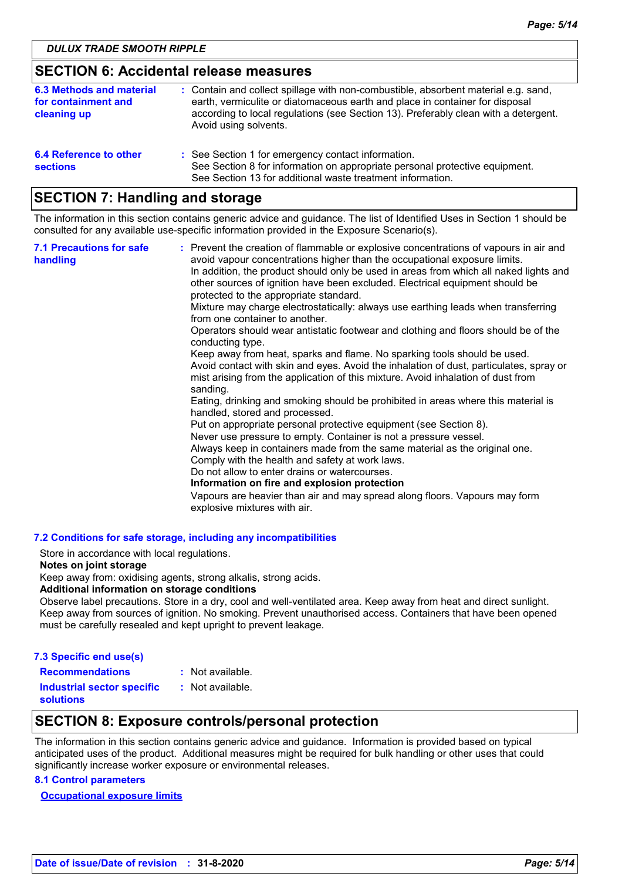## SECTION 6: Accidental release measures

**6.3 Methods and material for containment and cleaning up** : Contain and collect spillage with non-combustible, absorbent material e.g. sand, earth, vermiculite or diatomaceous earth and place in container for disposal according to local regulations (see Section 13). Preferably clean with a detergent. Avoid using solvents.

**6.4 Reference to other sections** : See Section 1 for emergency contact information.
See Section 8 for information on appropriate personal protective equipment.
See Section 13 for additional waste treatment information.

## SECTION 7: Handling and storage

The information in this section contains generic advice and guidance. The list of Identified Uses in Section 1 should be consulted for any available use-specific information provided in the Exposure Scenario(s).

**7.1 Precautions for safe handling** : Prevent the creation of flammable or explosive concentrations of vapours in air and avoid vapour concentrations higher than the occupational exposure limits.
In addition, the product should only be used in areas from which all naked lights and other sources of ignition have been excluded. Electrical equipment should be protected to the appropriate standard.
Mixture may charge electrostatically: always use earthing leads when transferring from one container to another.
Operators should wear antistatic footwear and clothing and floors should be of the conducting type.
Keep away from heat, sparks and flame. No sparking tools should be used.
Avoid contact with skin and eyes. Avoid the inhalation of dust, particulates, spray or mist arising from the application of this mixture. Avoid inhalation of dust from sanding.
Eating, drinking and smoking should be prohibited in areas where this material is handled, stored and processed.
Put on appropriate personal protective equipment (see Section 8).
Never use pressure to empty. Container is not a pressure vessel.
Always keep in containers made from the same material as the original one.
Comply with the health and safety at work laws.
Do not allow to enter drains or watercourses.
**Information on fire and explosion protection**
Vapours are heavier than air and may spread along floors. Vapours may form explosive mixtures with air.

**7.2 Conditions for safe storage, including any incompatibilities**

Store in accordance with local regulations.
**Notes on joint storage**
Keep away from: oxidising agents, strong alkalis, strong acids.
**Additional information on storage conditions**
Observe label precautions. Store in a dry, cool and well-ventilated area. Keep away from heat and direct sunlight. Keep away from sources of ignition. No smoking. Prevent unauthorised access. Containers that have been opened must be carefully resealed and kept upright to prevent leakage.

**7.3 Specific end use(s)**

**Recommendations** : Not available.

**Industrial sector specific solutions** : Not available.

## SECTION 8: Exposure controls/personal protection

The information in this section contains generic advice and guidance. Information is provided based on typical anticipated uses of the product. Additional measures might be required for bulk handling or other uses that could significantly increase worker exposure or environmental releases.

**8.1 Control parameters**

**Occupational exposure limits**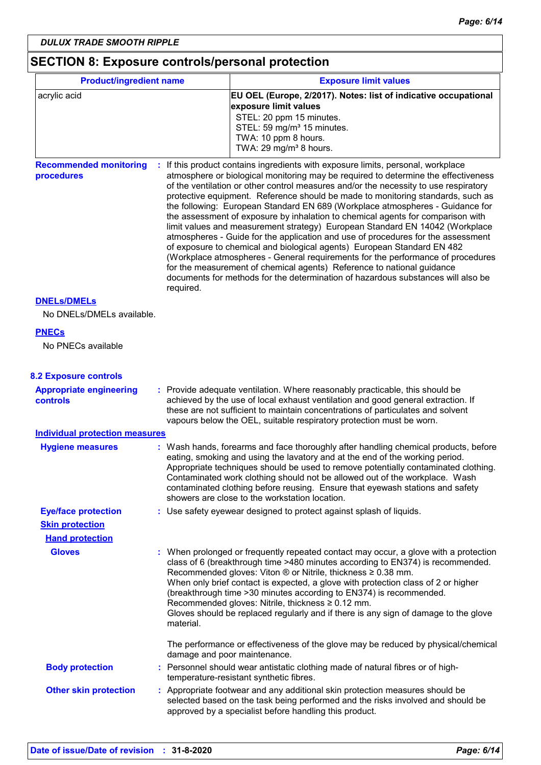*DULUX TRADE SMOOTH RIPPLE*

## SECTION 8: Exposure controls/personal protection

| Product/ingredient name | Exposure limit values |
|---|---|
| acrylic acid | **EU OEL (Europe, 2/2017). Notes: list of indicative occupational exposure limit values**<br>STEL: 20 ppm 15 minutes.<br>STEL: 59 mg/m³ 15 minutes.<br>TWA: 10 ppm 8 hours.<br>TWA: 29 mg/m³ 8 hours. |

**Recommended monitoring procedures** : If this product contains ingredients with exposure limits, personal, workplace atmosphere or biological monitoring may be required to determine the effectiveness of the ventilation or other control measures and/or the necessity to use respiratory protective equipment. Reference should be made to monitoring standards, such as the following: European Standard EN 689 (Workplace atmospheres - Guidance for the assessment of exposure by inhalation to chemical agents for comparison with limit values and measurement strategy) European Standard EN 14042 (Workplace atmospheres - Guide for the application and use of procedures for the assessment of exposure to chemical and biological agents) European Standard EN 482 (Workplace atmospheres - General requirements for the performance of procedures for the measurement of chemical agents) Reference to national guidance documents for methods for the determination of hazardous substances will also be required.

**DNELs/DMELs**

No DNELs/DMELs available.

**PNECs**

No PNECs available

### 8.2 Exposure controls

**Appropriate engineering controls** : Provide adequate ventilation. Where reasonably practicable, this should be achieved by the use of local exhaust ventilation and good general extraction. If these are not sufficient to maintain concentrations of particulates and solvent vapours below the OEL, suitable respiratory protection must be worn.

**Individual protection measures**

**Hygiene measures** : Wash hands, forearms and face thoroughly after handling chemical products, before eating, smoking and using the lavatory and at the end of the working period. Appropriate techniques should be used to remove potentially contaminated clothing. Contaminated work clothing should not be allowed out of the workplace. Wash contaminated clothing before reusing. Ensure that eyewash stations and safety showers are close to the workstation location.

**Eye/face protection** : Use safety eyewear designed to protect against splash of liquids.

**Skin protection**

**Hand protection**

**Gloves** : When prolonged or frequently repeated contact may occur, a glove with a protection class of 6 (breakthrough time >480 minutes according to EN374) is recommended. Recommended gloves: Viton ® or Nitrile, thickness ≥ 0.38 mm.
When only brief contact is expected, a glove with protection class of 2 or higher (breakthrough time >30 minutes according to EN374) is recommended. Recommended gloves: Nitrile, thickness ≥ 0.12 mm.
Gloves should be replaced regularly and if there is any sign of damage to the glove material.

The performance or effectiveness of the glove may be reduced by physical/chemical damage and poor maintenance.

**Body protection** : Personnel should wear antistatic clothing made of natural fibres or of high-temperature-resistant synthetic fibres.

**Other skin protection** : Appropriate footwear and any additional skin protection measures should be selected based on the task being performed and the risks involved and should be approved by a specialist before handling this product.

**Date of issue/Date of revision** : **31-8-2020**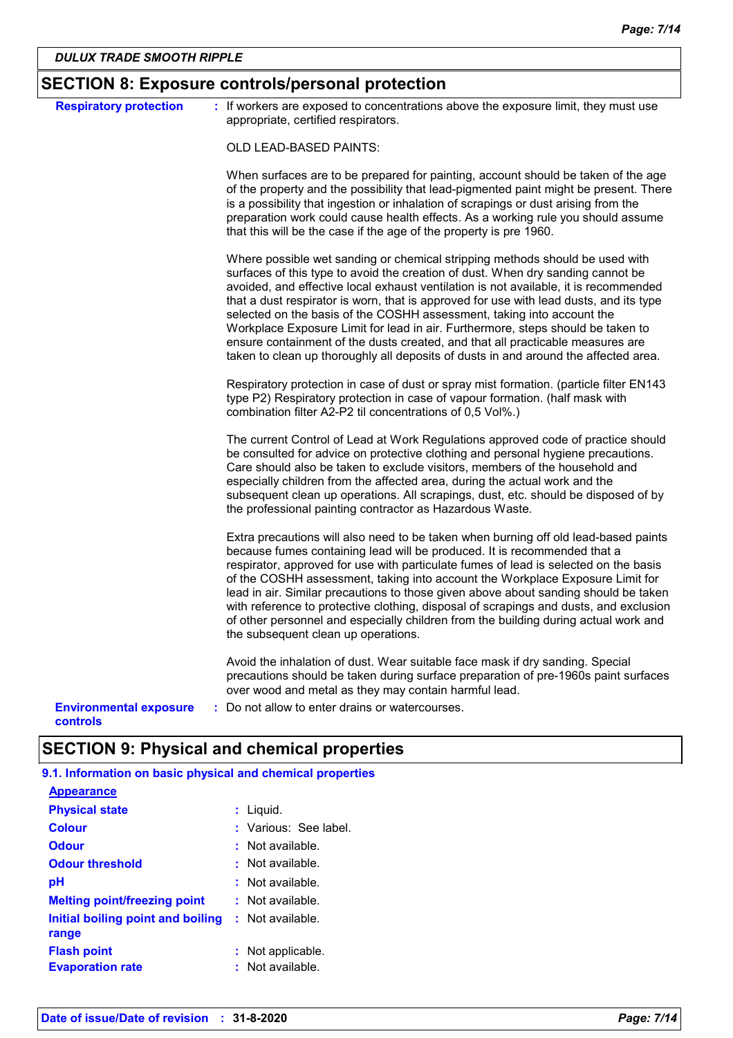DULUX TRADE SMOOTH RIPPLE

## SECTION 8: Exposure controls/personal protection

**Respiratory protection** : If workers are exposed to concentrations above the exposure limit, they must use appropriate, certified respirators.

OLD LEAD-BASED PAINTS:

When surfaces are to be prepared for painting, account should be taken of the age of the property and the possibility that lead-pigmented paint might be present. There is a possibility that ingestion or inhalation of scrapings or dust arising from the preparation work could cause health effects. As a working rule you should assume that this will be the case if the age of the property is pre 1960.

Where possible wet sanding or chemical stripping methods should be used with surfaces of this type to avoid the creation of dust. When dry sanding cannot be avoided, and effective local exhaust ventilation is not available, it is recommended that a dust respirator is worn, that is approved for use with lead dusts, and its type selected on the basis of the COSHH assessment, taking into account the Workplace Exposure Limit for lead in air. Furthermore, steps should be taken to ensure containment of the dusts created, and that all practicable measures are taken to clean up thoroughly all deposits of dusts in and around the affected area.

Respiratory protection in case of dust or spray mist formation. (particle filter EN143 type P2) Respiratory protection in case of vapour formation. (half mask with combination filter A2-P2 til concentrations of 0,5 Vol%.)

The current Control of Lead at Work Regulations approved code of practice should be consulted for advice on protective clothing and personal hygiene precautions. Care should also be taken to exclude visitors, members of the household and especially children from the affected area, during the actual work and the subsequent clean up operations. All scrapings, dust, etc. should be disposed of by the professional painting contractor as Hazardous Waste.

Extra precautions will also need to be taken when burning off old lead-based paints because fumes containing lead will be produced. It is recommended that a respirator, approved for use with particulate fumes of lead is selected on the basis of the COSHH assessment, taking into account the Workplace Exposure Limit for lead in air. Similar precautions to those given above about sanding should be taken with reference to protective clothing, disposal of scrapings and dusts, and exclusion of other personnel and especially children from the building during actual work and the subsequent clean up operations.

Avoid the inhalation of dust. Wear suitable face mask if dry sanding. Special precautions should be taken during surface preparation of pre-1960s paint surfaces over wood and metal as they may contain harmful lead.

**Environmental exposure controls** : Do not allow to enter drains or watercourses.

## SECTION 9: Physical and chemical properties

### 9.1. Information on basic physical and chemical properties

**Appearance**

| | |
|---|---|
| **Physical state** | : Liquid. |
| **Colour** | : Various: See label. |
| **Odour** | : Not available. |
| **Odour threshold** | : Not available. |
| **pH** | : Not available. |
| **Melting point/freezing point** | : Not available. |
| **Initial boiling point and boiling range** | : Not available. |
| **Flash point** | : Not applicable. |
| **Evaporation rate** | : Not available. |

**Date of issue/Date of revision** : 31-8-2020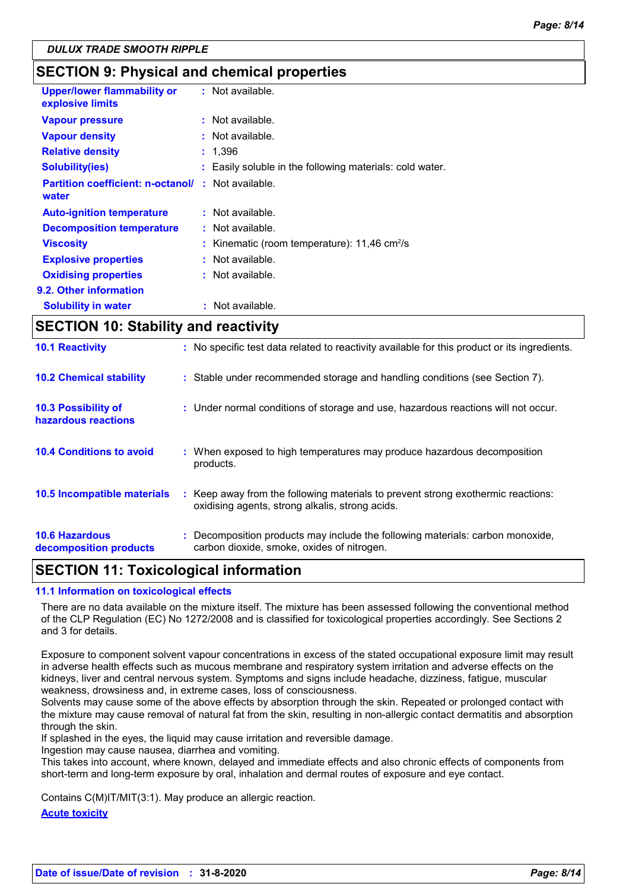## SECTION 9: Physical and chemical properties

| | | |
|---|---|---|
| **Upper/lower flammability or explosive limits** | : | Not available. |
| **Vapour pressure** | : | Not available. |
| **Vapour density** | : | Not available. |
| **Relative density** | : | 1,396 |
| **Solubility(ies)** | : | Easily soluble in the following materials: cold water. |
| **Partition coefficient: n-octanol/ water** | : | Not available. |
| **Auto-ignition temperature** | : | Not available. |
| **Decomposition temperature** | : | Not available. |
| **Viscosity** | : | Kinematic (room temperature): 11,46 $cm^2/s$ |
| **Explosive properties** | : | Not available. |
| **Oxidising properties** | : | Not available. |

**9.2. Other information**

| | | |
|---|---|---|
| **Solubility in water** | : | Not available. |

## SECTION 10: Stability and reactivity

| | | |
|---|---|---|
| **10.1 Reactivity** | : | No specific test data related to reactivity available for this product or its ingredients. |
| **10.2 Chemical stability** | : | Stable under recommended storage and handling conditions (see Section 7). |
| **10.3 Possibility of hazardous reactions** | : | Under normal conditions of storage and use, hazardous reactions will not occur. |
| **10.4 Conditions to avoid** | : | When exposed to high temperatures may produce hazardous decomposition products. |
| **10.5 Incompatible materials** | : | Keep away from the following materials to prevent strong exothermic reactions: oxidising agents, strong alkalis, strong acids. |
| **10.6 Hazardous decomposition products** | : | Decomposition products may include the following materials: carbon monoxide, carbon dioxide, smoke, oxides of nitrogen. |

## SECTION 11: Toxicological information

### 11.1 Information on toxicological effects

There are no data available on the mixture itself. The mixture has been assessed following the conventional method of the CLP Regulation (EC) No 1272/2008 and is classified for toxicological properties accordingly. See Sections 2 and 3 for details.

Exposure to component solvent vapour concentrations in excess of the stated occupational exposure limit may result in adverse health effects such as mucous membrane and respiratory system irritation and adverse effects on the kidneys, liver and central nervous system. Symptoms and signs include headache, dizziness, fatigue, muscular weakness, drowsiness and, in extreme cases, loss of consciousness.
Solvents may cause some of the above effects by absorption through the skin. Repeated or prolonged contact with the mixture may cause removal of natural fat from the skin, resulting in non-allergic contact dermatitis and absorption through the skin.
If splashed in the eyes, the liquid may cause irritation and reversible damage.
Ingestion may cause nausea, diarrhea and vomiting.
This takes into account, where known, delayed and immediate effects and also chronic effects of components from short-term and long-term exposure by oral, inhalation and dermal routes of exposure and eye contact.

Contains C(M)IT/MIT(3:1). May produce an allergic reaction.

**Acute toxicity**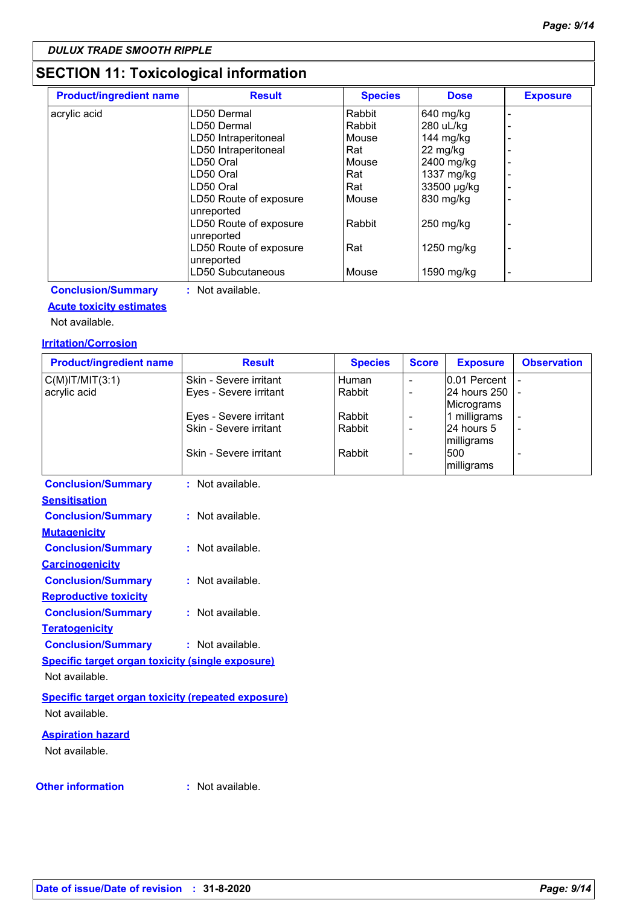DULUX TRADE SMOOTH RIPPLE

## SECTION 11: Toxicological information

| Product/ingredient name | Result | Species | Dose | Exposure |
|---|---|---|---|---|
| acrylic acid | LD50 Dermal | Rabbit | 640 mg/kg | - |
| | LD50 Dermal | Rabbit | 280 uL/kg | - |
| | LD50 Intraperitoneal | Mouse | 144 mg/kg | - |
| | LD50 Intraperitoneal | Rat | 22 mg/kg | - |
| | LD50 Oral | Mouse | 2400 mg/kg | - |
| | LD50 Oral | Rat | 1337 mg/kg | - |
| | LD50 Oral | Rat | 33500 µg/kg | - |
| | LD50 Route of exposure unreported | Mouse | 830 mg/kg | - |
| | LD50 Route of exposure unreported | Rabbit | 250 mg/kg | - |
| | LD50 Route of exposure unreported | Rat | 1250 mg/kg | - |
| | LD50 Subcutaneous | Mouse | 1590 mg/kg | - |

**Conclusion/Summary** : Not available.

**Acute toxicity estimates**

Not available.

**Irritation/Corrosion**

| Product/ingredient name | Result | Species | Score | Exposure | Observation |
|---|---|---|---|---|---|
| C(M)IT/MIT(3:1) | Skin - Severe irritant | Human | - | 0.01 Percent | - |
| acrylic acid | Eyes - Severe irritant | Rabbit | - | 24 hours 250 Micrograms | - |
| | Eyes - Severe irritant | Rabbit | - | 1 milligrams | - |
| | Skin - Severe irritant | Rabbit | - | 24 hours 5 milligrams | - |
| | Skin - Severe irritant | Rabbit | - | 500 milligrams | - |

**Conclusion/Summary** : Not available.

**Sensitisation**

**Conclusion/Summary** : Not available.

**Mutagenicity**

**Conclusion/Summary** : Not available.

**Carcinogenicity**

**Conclusion/Summary** : Not available.

**Reproductive toxicity**

**Conclusion/Summary** : Not available.

**Teratogenicity**

**Conclusion/Summary** : Not available.

**Specific target organ toxicity (single exposure)**

Not available.

**Specific target organ toxicity (repeated exposure)**

Not available.

**Aspiration hazard**

Not available.

**Other information** : Not available.

**Date of issue/Date of revision** : **31-8-2020**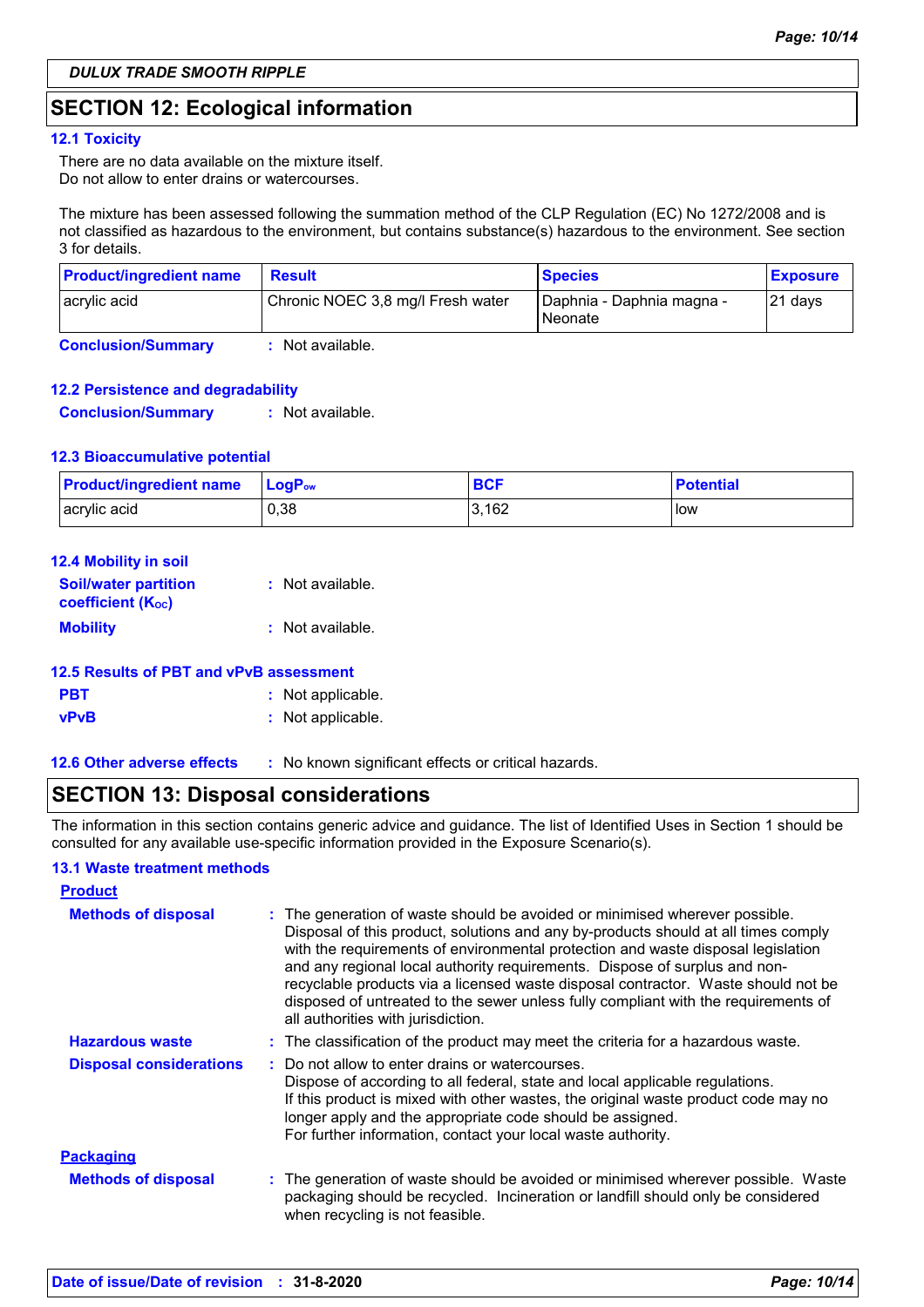**DULUX TRADE SMOOTH RIPPLE**

## SECTION 12: Ecological information

### 12.1 Toxicity

There are no data available on the mixture itself.
Do not allow to enter drains or watercourses.

The mixture has been assessed following the summation method of the CLP Regulation (EC) No 1272/2008 and is not classified as hazardous to the environment, but contains substance(s) hazardous to the environment. See section 3 for details.

| Product/ingredient name | Result | Species | Exposure |
|---|---|---|---|
| acrylic acid | Chronic NOEC 3,8 mg/l Fresh water | Daphnia - Daphnia magna - Neonate | 21 days |

**Conclusion/Summary** : Not available.

### 12.2 Persistence and degradability

**Conclusion/Summary** : Not available.

### 12.3 Bioaccumulative potential

| Product/ingredient name | $LogP_{ow}$ | BCF | Potential |
|---|---|---|---|
| acrylic acid | 0,38 | 3,162 | low |

### 12.4 Mobility in soil

**Soil/water partition coefficient ($K_{OC}$)** : Not available.

**Mobility** : Not available.

### 12.5 Results of PBT and vPvB assessment

**PBT** : Not applicable.

**vPvB** : Not applicable.

### 12.6 Other adverse effects

: No known significant effects or critical hazards.

## SECTION 13: Disposal considerations

The information in this section contains generic advice and guidance. The list of Identified Uses in Section 1 should be consulted for any available use-specific information provided in the Exposure Scenario(s).

### 13.1 Waste treatment methods

**Product**

**Methods of disposal** : The generation of waste should be avoided or minimised wherever possible. Disposal of this product, solutions and any by-products should at all times comply with the requirements of environmental protection and waste disposal legislation and any regional local authority requirements. Dispose of surplus and non-recyclable products via a licensed waste disposal contractor. Waste should not be disposed of untreated to the sewer unless fully compliant with the requirements of all authorities with jurisdiction.

**Hazardous waste** : The classification of the product may meet the criteria for a hazardous waste.

**Disposal considerations** : Do not allow to enter drains or watercourses.
Dispose of according to all federal, state and local applicable regulations.
If this product is mixed with other wastes, the original waste product code may no longer apply and the appropriate code should be assigned.
For further information, contact your local waste authority.

**Packaging**

**Methods of disposal** : The generation of waste should be avoided or minimised wherever possible. Waste packaging should be recycled. Incineration or landfill should only be considered when recycling is not feasible.

**Date of issue/Date of revision** : 31-8-2020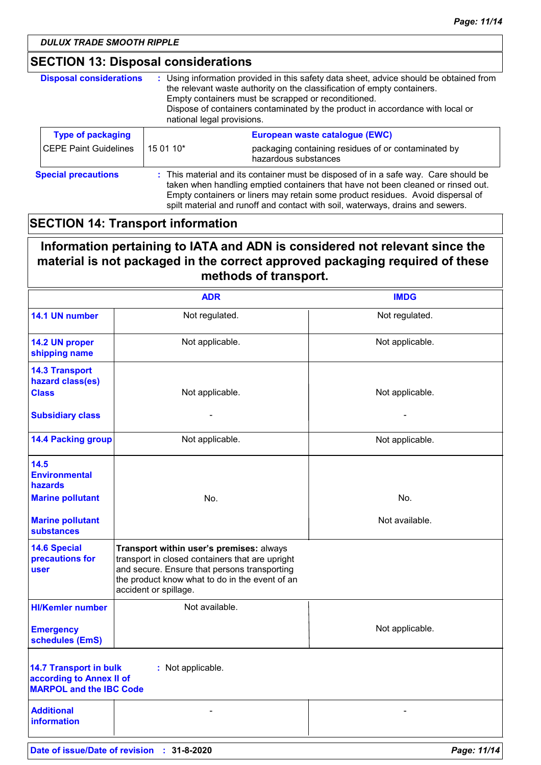## SECTION 13: Disposal considerations

**Disposal considerations** : Using information provided in this safety data sheet, advice should be obtained from the relevant waste authority on the classification of empty containers. Empty containers must be scrapped or reconditioned. Dispose of containers contaminated by the product in accordance with local or national legal provisions.

| Type of packaging | European waste catalogue (EWC) | |
|---|---|---|
| CEPE Paint Guidelines | 15 01 10* | packaging containing residues of or contaminated by hazardous substances |

**Special precautions** : This material and its container must be disposed of in a safe way. Care should be taken when handling emptied containers that have not been cleaned or rinsed out. Empty containers or liners may retain some product residues. Avoid dispersal of spilt material and runoff and contact with soil, waterways, drains and sewers.

## SECTION 14: Transport information

**Information pertaining to IATA and ADN is considered not relevant since the material is not packaged in the correct approved packaging required of these methods of transport.**

| | ADR | IMDG |
|---|---|---|
| **14.1 UN number** | Not regulated. | Not regulated. |
| **14.2 UN proper shipping name** | Not applicable. | Not applicable. |
| **14.3 Transport hazard class(es)** **Class** | Not applicable. | Not applicable. |
| **Subsidiary class** | - | - |
| **14.4 Packing group** | Not applicable. | Not applicable. |
| **14.5 Environmental hazards** **Marine pollutant** | No. | No. |
| **Marine pollutant substances** | | Not available. |
| **14.6 Special precautions for user** | **Transport within user's premises:** always transport in closed containers that are upright and secure. Ensure that persons transporting the product know what to do in the event of an accident or spillage. | |
| **HI/Kemler number** | Not available. | |
| **Emergency schedules (EmS)** | | Not applicable. |

**14.7 Transport in bulk according to Annex II of MARPOL and the IBC Code** : Not applicable.

| | | |
|---|---|---|
| **Additional information** | - | - |

**Date of issue/Date of revision** : **31-8-2020**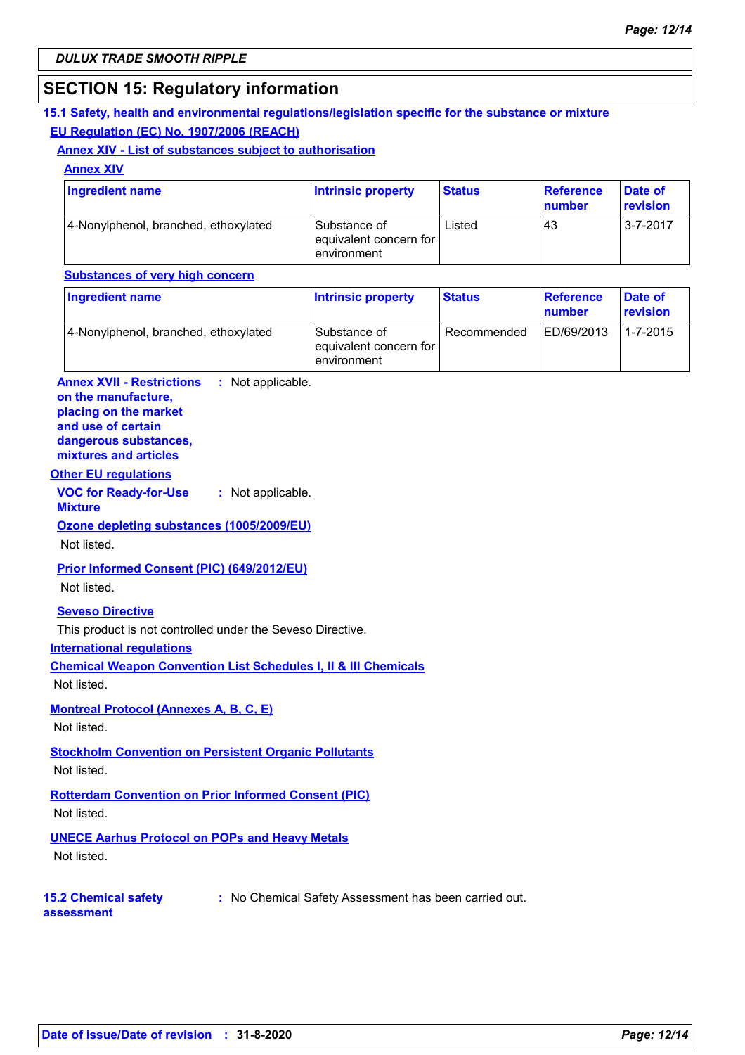## SECTION 15: Regulatory information

### 15.1 Safety, health and environmental regulations/legislation specific for the substance or mixture

**EU Regulation (EC) No. 1907/2006 (REACH)**

**Annex XIV - List of substances subject to authorisation**

**Annex XIV**

| Ingredient name | Intrinsic property | Status | Reference number | Date of revision |
|---|---|---|---|---|
| 4-Nonylphenol, branched, ethoxylated | Substance of equivalent concern for environment | Listed | 43 | 3-7-2017 |

**Substances of very high concern**

| Ingredient name | Intrinsic property | Status | Reference number | Date of revision |
|---|---|---|---|---|
| 4-Nonylphenol, branched, ethoxylated | Substance of equivalent concern for environment | Recommended | ED/69/2013 | 1-7-2015 |

**Annex XVII - Restrictions on the manufacture, placing on the market and use of certain dangerous substances, mixtures and articles** : Not applicable.

**Other EU regulations**

**VOC for Ready-for-Use Mixture** : Not applicable.

**Ozone depleting substances (1005/2009/EU)**

Not listed.

**Prior Informed Consent (PIC) (649/2012/EU)**

Not listed.

**Seveso Directive**

This product is not controlled under the Seveso Directive.

**International regulations**

**Chemical Weapon Convention List Schedules I, II & III Chemicals**

Not listed.

**Montreal Protocol (Annexes A, B, C, E)**

Not listed.

**Stockholm Convention on Persistent Organic Pollutants**

Not listed.

**Rotterdam Convention on Prior Informed Consent (PIC)**

Not listed.

**UNECE Aarhus Protocol on POPs and Heavy Metals**

Not listed.

### 15.2 Chemical safety assessment

: No Chemical Safety Assessment has been carried out.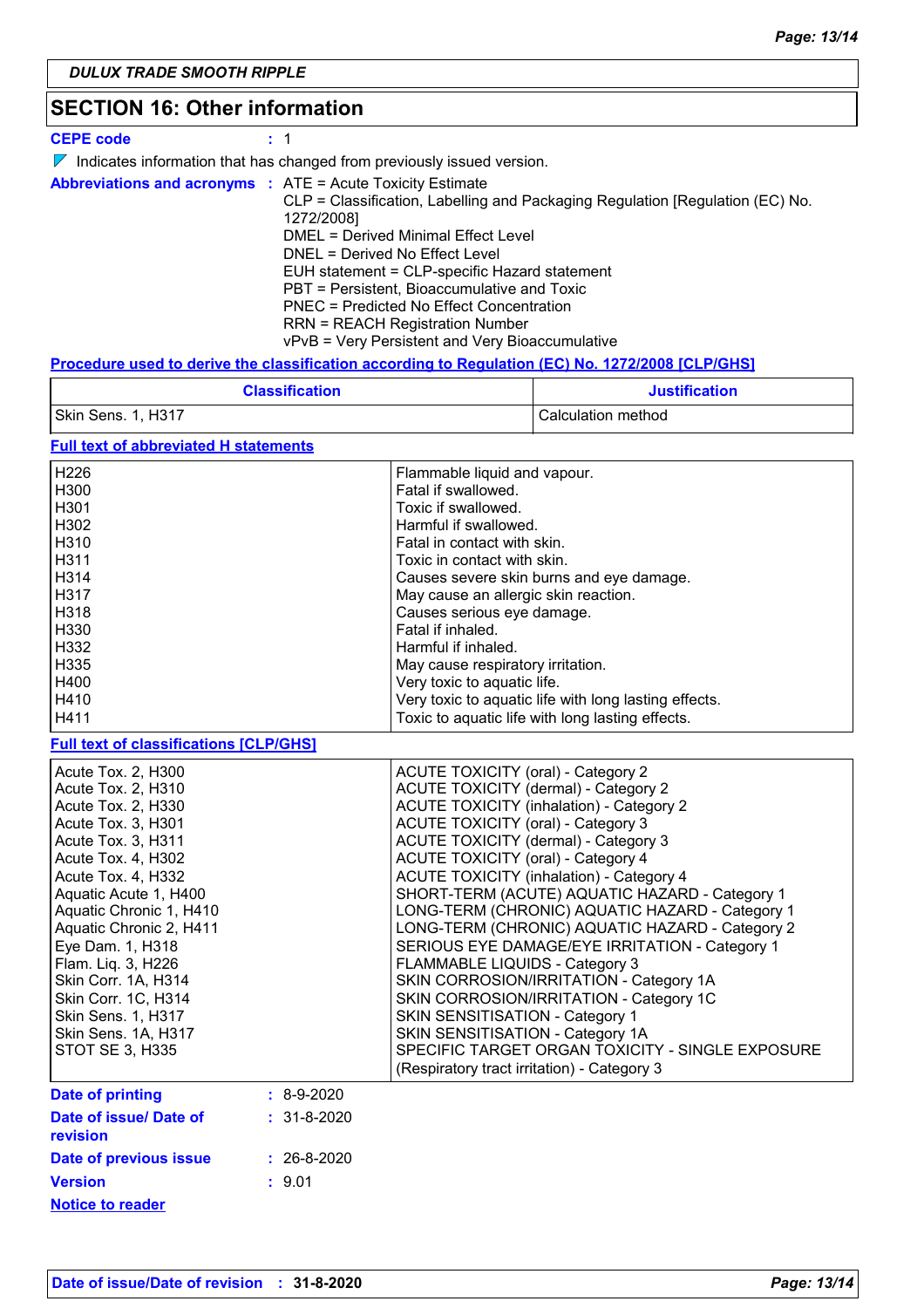**DULUX TRADE SMOOTH RIPPLE**

## SECTION 16: Other information

**CEPE code** : 1

◤ Indicates information that has changed from previously issued version.

**Abbreviations and acronyms** : ATE = Acute Toxicity Estimate
CLP = Classification, Labelling and Packaging Regulation [Regulation (EC) No. 1272/2008]
DMEL = Derived Minimal Effect Level
DNEL = Derived No Effect Level
EUH statement = CLP-specific Hazard statement
PBT = Persistent, Bioaccumulative and Toxic
PNEC = Predicted No Effect Concentration
RRN = REACH Registration Number
vPvB = Very Persistent and Very Bioaccumulative

**Procedure used to derive the classification according to Regulation (EC) No. 1272/2008 [CLP/GHS]**

| Classification | Justification |
|---|---|
| Skin Sens. 1, H317 | Calculation method |

**Full text of abbreviated H statements**

| | |
|---|---|
| H226 | Flammable liquid and vapour. |
| H300 | Fatal if swallowed. |
| H301 | Toxic if swallowed. |
| H302 | Harmful if swallowed. |
| H310 | Fatal in contact with skin. |
| H311 | Toxic in contact with skin. |
| H314 | Causes severe skin burns and eye damage. |
| H317 | May cause an allergic skin reaction. |
| H318 | Causes serious eye damage. |
| H330 | Fatal if inhaled. |
| H332 | Harmful if inhaled. |
| H335 | May cause respiratory irritation. |
| H400 | Very toxic to aquatic life. |
| H410 | Very toxic to aquatic life with long lasting effects. |
| H411 | Toxic to aquatic life with long lasting effects. |

**Full text of classifications [CLP/GHS]**

| | |
|---|---|
| Acute Tox. 2, H300 | ACUTE TOXICITY (oral) - Category 2 |
| Acute Tox. 2, H310 | ACUTE TOXICITY (dermal) - Category 2 |
| Acute Tox. 2, H330 | ACUTE TOXICITY (inhalation) - Category 2 |
| Acute Tox. 3, H301 | ACUTE TOXICITY (oral) - Category 3 |
| Acute Tox. 3, H311 | ACUTE TOXICITY (dermal) - Category 3 |
| Acute Tox. 4, H302 | ACUTE TOXICITY (oral) - Category 4 |
| Acute Tox. 4, H332 | ACUTE TOXICITY (inhalation) - Category 4 |
| Aquatic Acute 1, H400 | SHORT-TERM (ACUTE) AQUATIC HAZARD - Category 1 |
| Aquatic Chronic 1, H410 | LONG-TERM (CHRONIC) AQUATIC HAZARD - Category 1 |
| Aquatic Chronic 2, H411 | LONG-TERM (CHRONIC) AQUATIC HAZARD - Category 2 |
| Eye Dam. 1, H318 | SERIOUS EYE DAMAGE/EYE IRRITATION - Category 1 |
| Flam. Liq. 3, H226 | FLAMMABLE LIQUIDS - Category 3 |
| Skin Corr. 1A, H314 | SKIN CORROSION/IRRITATION - Category 1A |
| Skin Corr. 1C, H314 | SKIN CORROSION/IRRITATION - Category 1C |
| Skin Sens. 1, H317 | SKIN SENSITISATION - Category 1 |
| Skin Sens. 1A, H317 | SKIN SENSITISATION - Category 1A |
| STOT SE 3, H335 | SPECIFIC TARGET ORGAN TOXICITY - SINGLE EXPOSURE (Respiratory tract irritation) - Category 3 |

**Date of printing** : 8-9-2020

**Date of issue/ Date of revision** : 31-8-2020

**Date of previous issue** : 26-8-2020

**Version** : 9.01

**Notice to reader**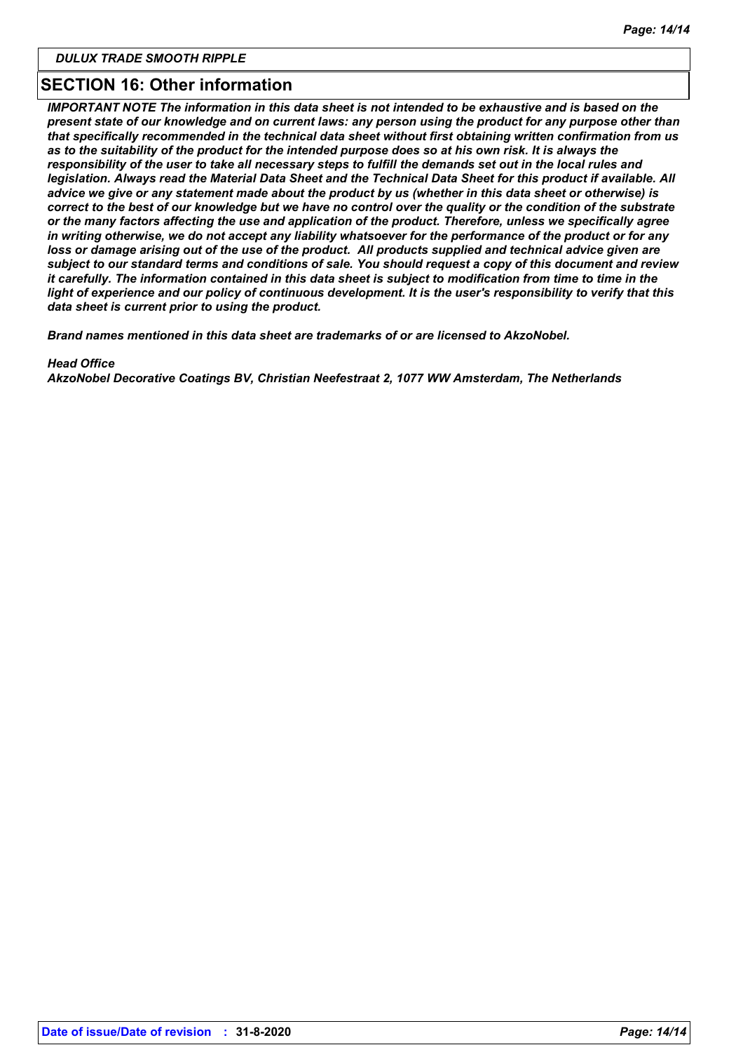## SECTION 16: Other information

***IMPORTANT NOTE The information in this data sheet is not intended to be exhaustive and is based on the present state of our knowledge and on current laws: any person using the product for any purpose other than that specifically recommended in the technical data sheet without first obtaining written confirmation from us as to the suitability of the product for the intended purpose does so at his own risk. It is always the responsibility of the user to take all necessary steps to fulfill the demands set out in the local rules and legislation. Always read the Material Data Sheet and the Technical Data Sheet for this product if available. All advice we give or any statement made about the product by us (whether in this data sheet or otherwise) is correct to the best of our knowledge but we have no control over the quality or the condition of the substrate or the many factors affecting the use and application of the product. Therefore, unless we specifically agree in writing otherwise, we do not accept any liability whatsoever for the performance of the product or for any loss or damage arising out of the use of the product. All products supplied and technical advice given are subject to our standard terms and conditions of sale. You should request a copy of this document and review it carefully. The information contained in this data sheet is subject to modification from time to time in the light of experience and our policy of continuous development. It is the user's responsibility to verify that this data sheet is current prior to using the product.***

***Brand names mentioned in this data sheet are trademarks of or are licensed to AkzoNobel.***

***Head Office***
***AkzoNobel Decorative Coatings BV, Christian Neefestraat 2, 1077 WW Amsterdam, The Netherlands***

**Date of issue/Date of revision : 31-8-2020**